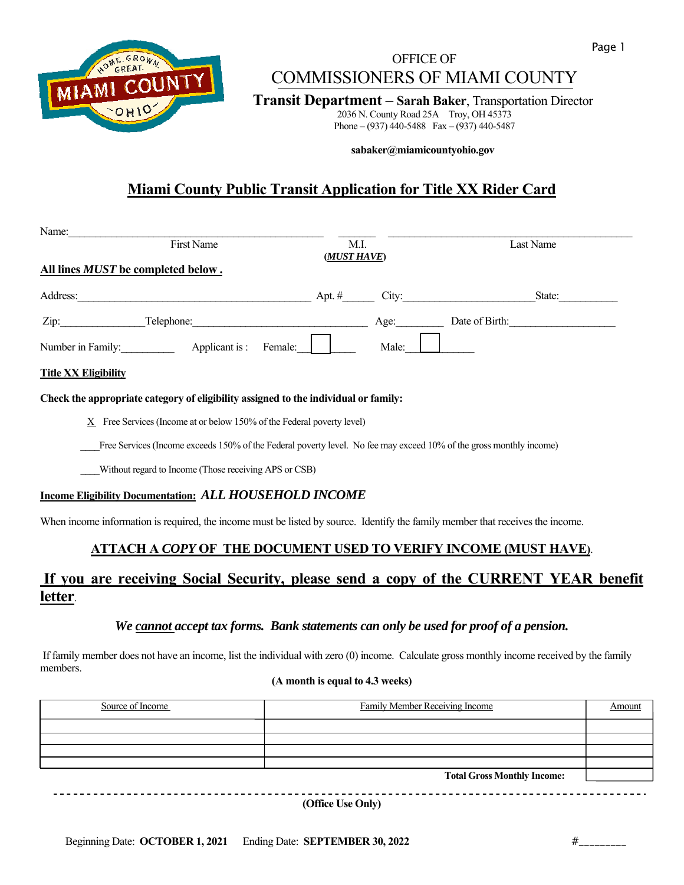OFFICE OF

COMMISSIONERS OF MIAMI COUNTY

**Transit Department – Sarah Baker**, Transportation Director
2036 N. County Road 25A Troy, OH 45373
Phone – (937) 440-5488 Fax – (937) 440-5487

**sabaker@miamicountyohio.gov**

# Miami County Public Transit Application for Title XX Rider Card

Name:________________________________ _______ ________________________________
First Name M.I. (***MUST HAVE***) Last Name

**All lines *MUST* be completed below .**

Address:________________________________ Apt. #______ City:____________________ State:__________

Zip:______________ Telephone:__________________________ Age:________ Date of Birth:__________________

Number in Family:__________ Applicant is : Female: ☐ Male: ☐

**Title XX Eligibility**

**Check the appropriate category of eligibility assigned to the individual or family:**

X Free Services (Income at or below 150% of the Federal poverty level)

____Free Services (Income exceeds 150% of the Federal poverty level. No fee may exceed 10% of the gross monthly income)

____Without regard to Income (Those receiving APS or CSB)

**Income Eligibility Documentation:** ***ALL HOUSEHOLD INCOME***

When income information is required, the income must be listed by source. Identify the family member that receives the income.

**ATTACH A *COPY* OF THE DOCUMENT USED TO VERIFY INCOME (MUST HAVE).**

**If you are receiving Social Security, please send a copy of the CURRENT YEAR benefit letter.**

***We cannot accept tax forms. Bank statements can only be used for proof of a pension.***

If family member does not have an income, list the individual with zero (0) income. Calculate gross monthly income received by the family members.

**(A month is equal to 4.3 weeks)**

| Source of Income | Family Member Receiving Income | Amount |
|---|---|---|
| | | |
| | | |
| | | |
| | | |
| | **Total Gross Monthly Income:** | |

**(Office Use Only)**

Beginning Date: **OCTOBER 1, 2021** Ending Date: **SEPTEMBER 30, 2022** #________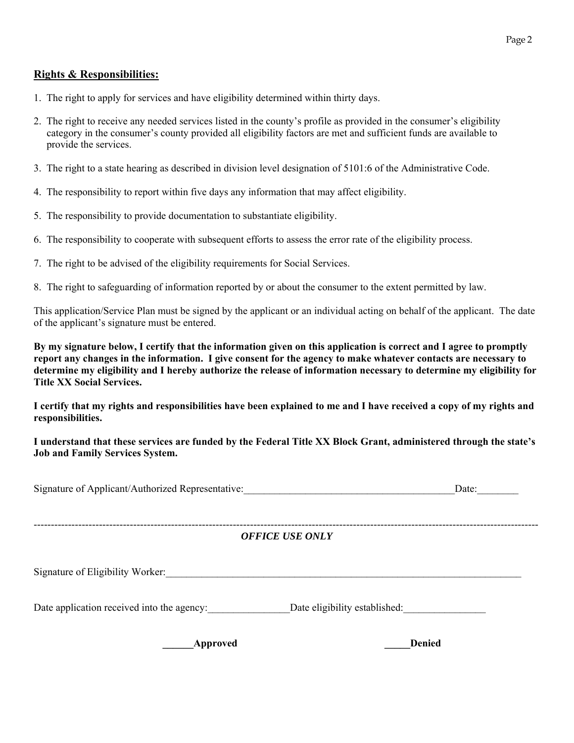**Rights & Responsibilities:**

1. The right to apply for services and have eligibility determined within thirty days.
2. The right to receive any needed services listed in the county's profile as provided in the consumer's eligibility category in the consumer's county provided all eligibility factors are met and sufficient funds are available to provide the services.
3. The right to a state hearing as described in division level designation of 5101:6 of the Administrative Code.
4. The responsibility to report within five days any information that may affect eligibility.
5. The responsibility to provide documentation to substantiate eligibility.
6. The responsibility to cooperate with subsequent efforts to assess the error rate of the eligibility process.
7. The right to be advised of the eligibility requirements for Social Services.
8. The right to safeguarding of information reported by or about the consumer to the extent permitted by law.

This application/Service Plan must be signed by the applicant or an individual acting on behalf of the applicant. The date of the applicant's signature must be entered.

**By my signature below, I certify that the information given on this application is correct and I agree to promptly report any changes in the information. I give consent for the agency to make whatever contacts are necessary to determine my eligibility and I hereby authorize the release of information necessary to determine my eligibility for Title XX Social Services.**

**I certify that my rights and responsibilities have been explained to me and I have received a copy of my rights and responsibilities.**

**I understand that these services are funded by the Federal Title XX Block Grant, administered through the state's Job and Family Services System.**

Signature of Applicant/Authorized Representative:__________________________________________Date:________

---

***OFFICE USE ONLY***

Signature of Eligibility Worker:___________________________________________________________________________

Date application received into the agency:________________Date eligibility established:________________

**______Approved** **_____Denied**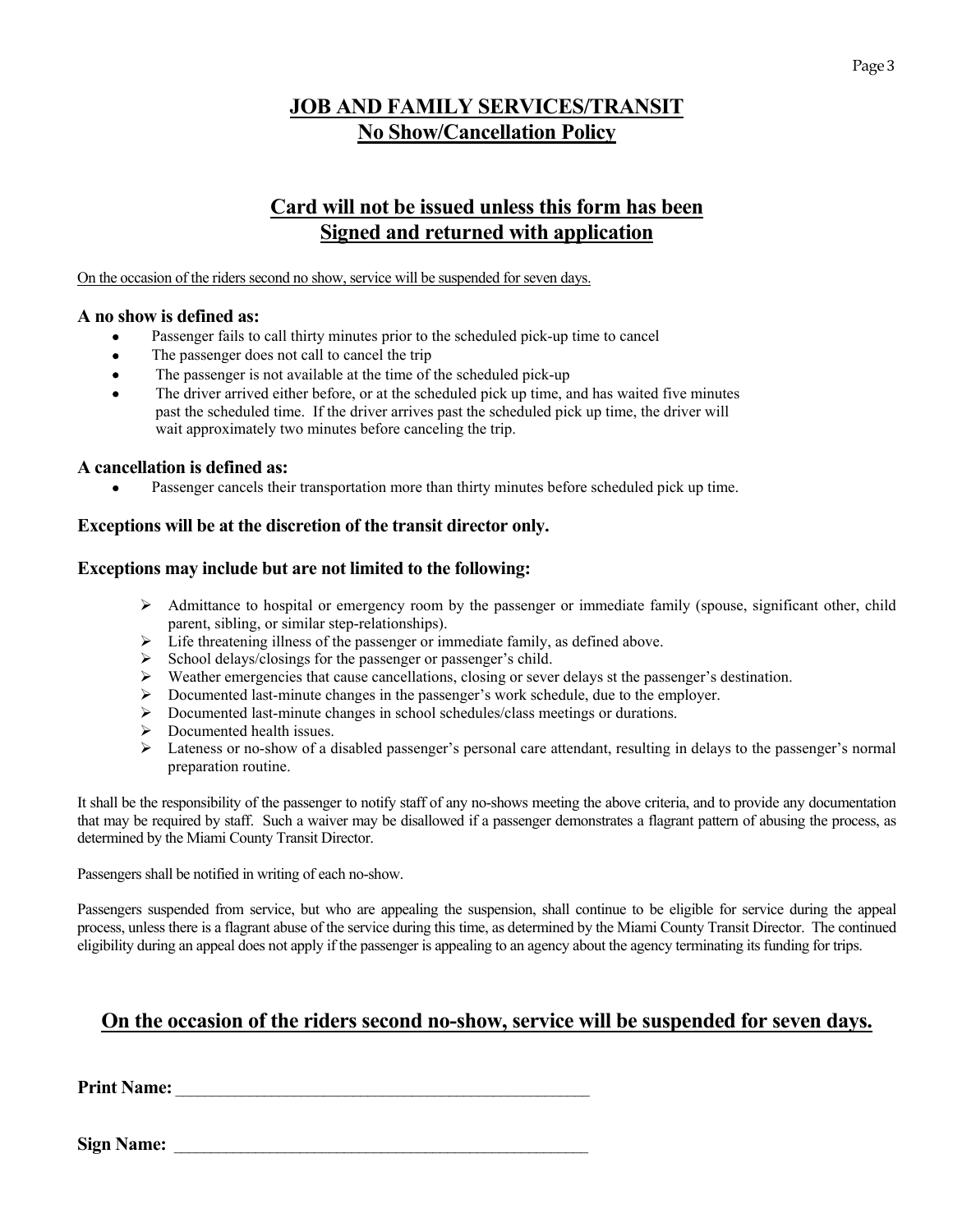# JOB AND FAMILY SERVICES/TRANSIT
## No Show/Cancellation Policy

## Card will not be issued unless this form has been Signed and returned with application

On the occasion of the riders second no show, service will be suspended for seven days.

### A no show is defined as:

- Passenger fails to call thirty minutes prior to the scheduled pick-up time to cancel
- The passenger does not call to cancel the trip
- The passenger is not available at the time of the scheduled pick-up
- The driver arrived either before, or at the scheduled pick up time, and has waited five minutes past the scheduled time. If the driver arrives past the scheduled pick up time, the driver will wait approximately two minutes before canceling the trip.

### A cancellation is defined as:

- Passenger cancels their transportation more than thirty minutes before scheduled pick up time.

**Exceptions will be at the discretion of the transit director only.**

**Exceptions may include but are not limited to the following:**

- Admittance to hospital or emergency room by the passenger or immediate family (spouse, significant other, child parent, sibling, or similar step-relationships).
- Life threatening illness of the passenger or immediate family, as defined above.
- School delays/closings for the passenger or passenger's child.
- Weather emergencies that cause cancellations, closing or sever delays st the passenger's destination.
- Documented last-minute changes in the passenger's work schedule, due to the employer.
- Documented last-minute changes in school schedules/class meetings or durations.
- Documented health issues.
- Lateness or no-show of a disabled passenger's personal care attendant, resulting in delays to the passenger's normal preparation routine.

It shall be the responsibility of the passenger to notify staff of any no-shows meeting the above criteria, and to provide any documentation that may be required by staff. Such a waiver may be disallowed if a passenger demonstrates a flagrant pattern of abusing the process, as determined by the Miami County Transit Director.

Passengers shall be notified in writing of each no-show.

Passengers suspended from service, but who are appealing the suspension, shall continue to be eligible for service during the appeal process, unless there is a flagrant abuse of the service during this time, as determined by the Miami County Transit Director. The continued eligibility during an appeal does not apply if the passenger is appealing to an agency about the agency terminating its funding for trips.

## On the occasion of the riders second no-show, service will be suspended for seven days.

**Print Name:** \_\_\_\_\_\_\_\_\_\_\_\_\_\_\_\_\_\_\_\_\_\_\_\_\_\_\_\_\_\_\_\_\_\_\_\_\_\_\_\_\_\_\_\_\_\_\_\_

**Sign Name:** \_\_\_\_\_\_\_\_\_\_\_\_\_\_\_\_\_\_\_\_\_\_\_\_\_\_\_\_\_\_\_\_\_\_\_\_\_\_\_\_\_\_\_\_\_\_\_\_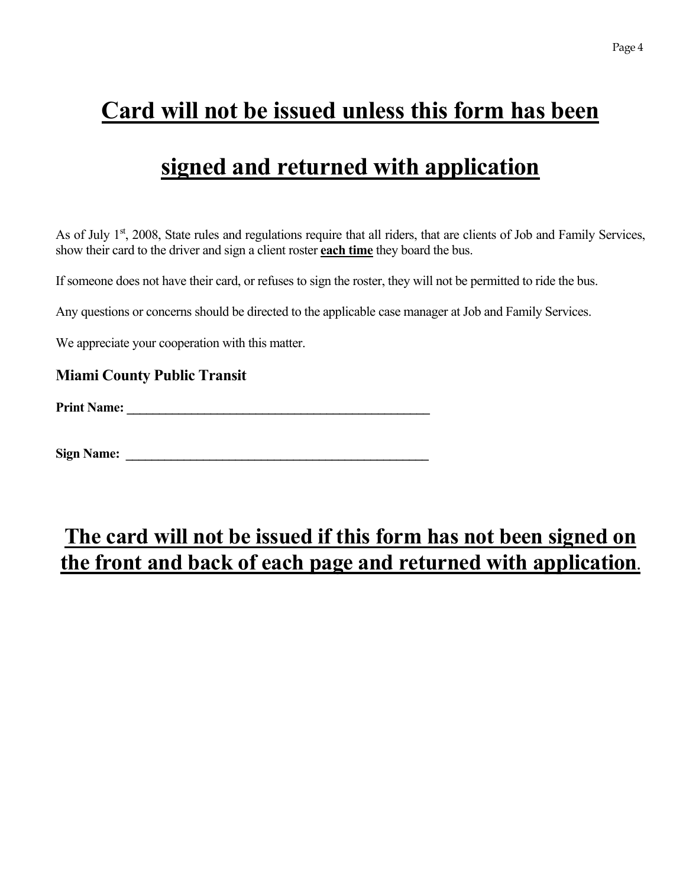# Card will not be issued unless this form has been signed and returned with application

As of July 1st, 2008, State rules and regulations require that all riders, that are clients of Job and Family Services, show their card to the driver and sign a client roster **each time** they board the bus.

If someone does not have their card, or refuses to sign the roster, they will not be permitted to ride the bus.

Any questions or concerns should be directed to the applicable case manager at Job and Family Services.

We appreciate your cooperation with this matter.

**Miami County Public Transit**

**Print Name:** ______________________________________________

**Sign Name:** ______________________________________________

## The card will not be issued if this form has not been signed on the front and back of each page and returned with application.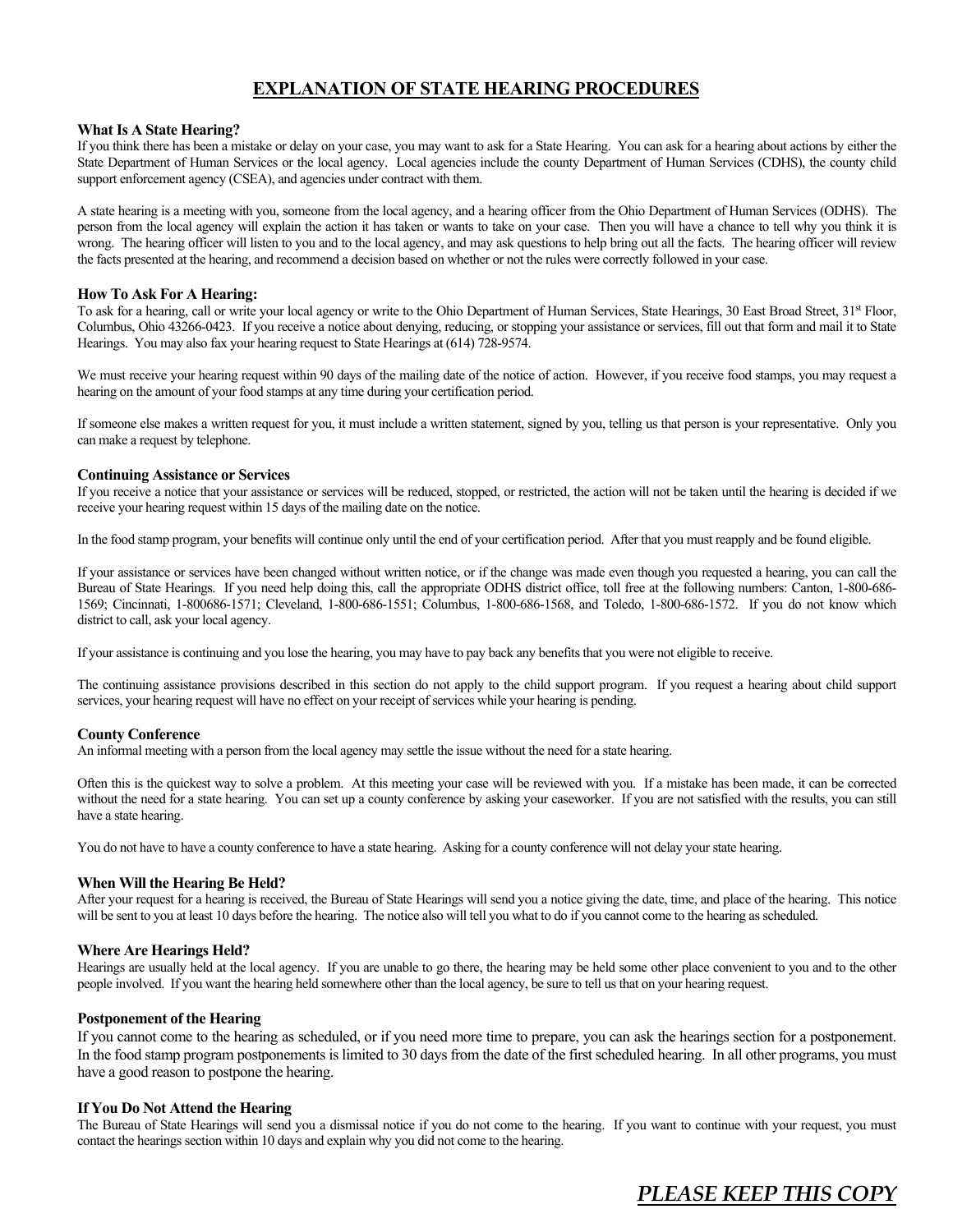# EXPLANATION OF STATE HEARING PROCEDURES

### What Is A State Hearing?

If you think there has been a mistake or delay on your case, you may want to ask for a State Hearing. You can ask for a hearing about actions by either the State Department of Human Services or the local agency. Local agencies include the county Department of Human Services (CDHS), the county child support enforcement agency (CSEA), and agencies under contract with them.

A state hearing is a meeting with you, someone from the local agency, and a hearing officer from the Ohio Department of Human Services (ODHS). The person from the local agency will explain the action it has taken or wants to take on your case. Then you will have a chance to tell why you think it is wrong. The hearing officer will listen to you and to the local agency, and may ask questions to help bring out all the facts. The hearing officer will review the facts presented at the hearing, and recommend a decision based on whether or not the rules were correctly followed in your case.

### How To Ask For A Hearing:

To ask for a hearing, call or write your local agency or write to the Ohio Department of Human Services, State Hearings, 30 East Broad Street, 31st Floor, Columbus, Ohio 43266-0423. If you receive a notice about denying, reducing, or stopping your assistance or services, fill out that form and mail it to State Hearings. You may also fax your hearing request to State Hearings at (614) 728-9574.

We must receive your hearing request within 90 days of the mailing date of the notice of action. However, if you receive food stamps, you may request a hearing on the amount of your food stamps at any time during your certification period.

If someone else makes a written request for you, it must include a written statement, signed by you, telling us that person is your representative. Only you can make a request by telephone.

### Continuing Assistance or Services

If you receive a notice that your assistance or services will be reduced, stopped, or restricted, the action will not be taken until the hearing is decided if we receive your hearing request within 15 days of the mailing date on the notice.

In the food stamp program, your benefits will continue only until the end of your certification period. After that you must reapply and be found eligible.

If your assistance or services have been changed without written notice, or if the change was made even though you requested a hearing, you can call the Bureau of State Hearings. If you need help doing this, call the appropriate ODHS district office, toll free at the following numbers: Canton, 1-800-686-1569; Cincinnati, 1-800686-1571; Cleveland, 1-800-686-1551; Columbus, 1-800-686-1568, and Toledo, 1-800-686-1572. If you do not know which district to call, ask your local agency.

If your assistance is continuing and you lose the hearing, you may have to pay back any benefits that you were not eligible to receive.

The continuing assistance provisions described in this section do not apply to the child support program. If you request a hearing about child support services, your hearing request will have no effect on your receipt of services while your hearing is pending.

### County Conference

An informal meeting with a person from the local agency may settle the issue without the need for a state hearing.

Often this is the quickest way to solve a problem. At this meeting your case will be reviewed with you. If a mistake has been made, it can be corrected without the need for a state hearing. You can set up a county conference by asking your caseworker. If you are not satisfied with the results, you can still have a state hearing.

You do not have to have a county conference to have a state hearing. Asking for a county conference will not delay your state hearing.

### When Will the Hearing Be Held?

After your request for a hearing is received, the Bureau of State Hearings will send you a notice giving the date, time, and place of the hearing. This notice will be sent to you at least 10 days before the hearing. The notice also will tell you what to do if you cannot come to the hearing as scheduled.

### Where Are Hearings Held?

Hearings are usually held at the local agency. If you are unable to go there, the hearing may be held some other place convenient to you and to the other people involved. If you want the hearing held somewhere other than the local agency, be sure to tell us that on your hearing request.

### Postponement of the Hearing

If you cannot come to the hearing as scheduled, or if you need more time to prepare, you can ask the hearings section for a postponement. In the food stamp program postponements is limited to 30 days from the date of the first scheduled hearing. In all other programs, you must have a good reason to postpone the hearing.

### If You Do Not Attend the Hearing

The Bureau of State Hearings will send you a dismissal notice if you do not come to the hearing. If you want to continue with your request, you must contact the hearings section within 10 days and explain why you did not come to the hearing.

***PLEASE KEEP THIS COPY***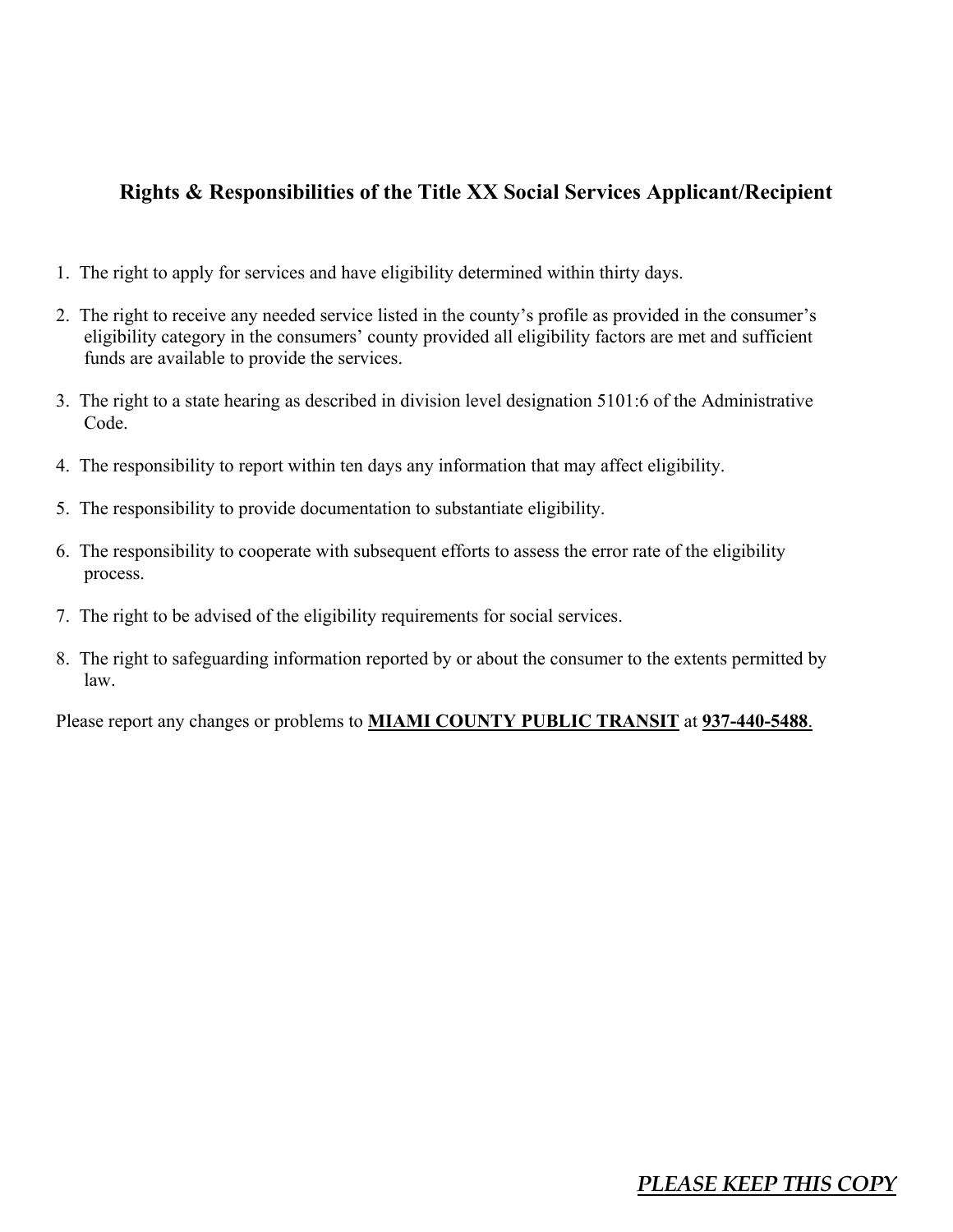## Rights & Responsibilities of the Title XX Social Services Applicant/Recipient

1. The right to apply for services and have eligibility determined within thirty days.
2. The right to receive any needed service listed in the county's profile as provided in the consumer's eligibility category in the consumers' county provided all eligibility factors are met and sufficient funds are available to provide the services.
3. The right to a state hearing as described in division level designation 5101:6 of the Administrative Code.
4. The responsibility to report within ten days any information that may affect eligibility.
5. The responsibility to provide documentation to substantiate eligibility.
6. The responsibility to cooperate with subsequent efforts to assess the error rate of the eligibility process.
7. The right to be advised of the eligibility requirements for social services.
8. The right to safeguarding information reported by or about the consumer to the extents permitted by law.

Please report any changes or problems to **MIAMI COUNTY PUBLIC TRANSIT** at **937-440-5488**.

***PLEASE KEEP THIS COPY***